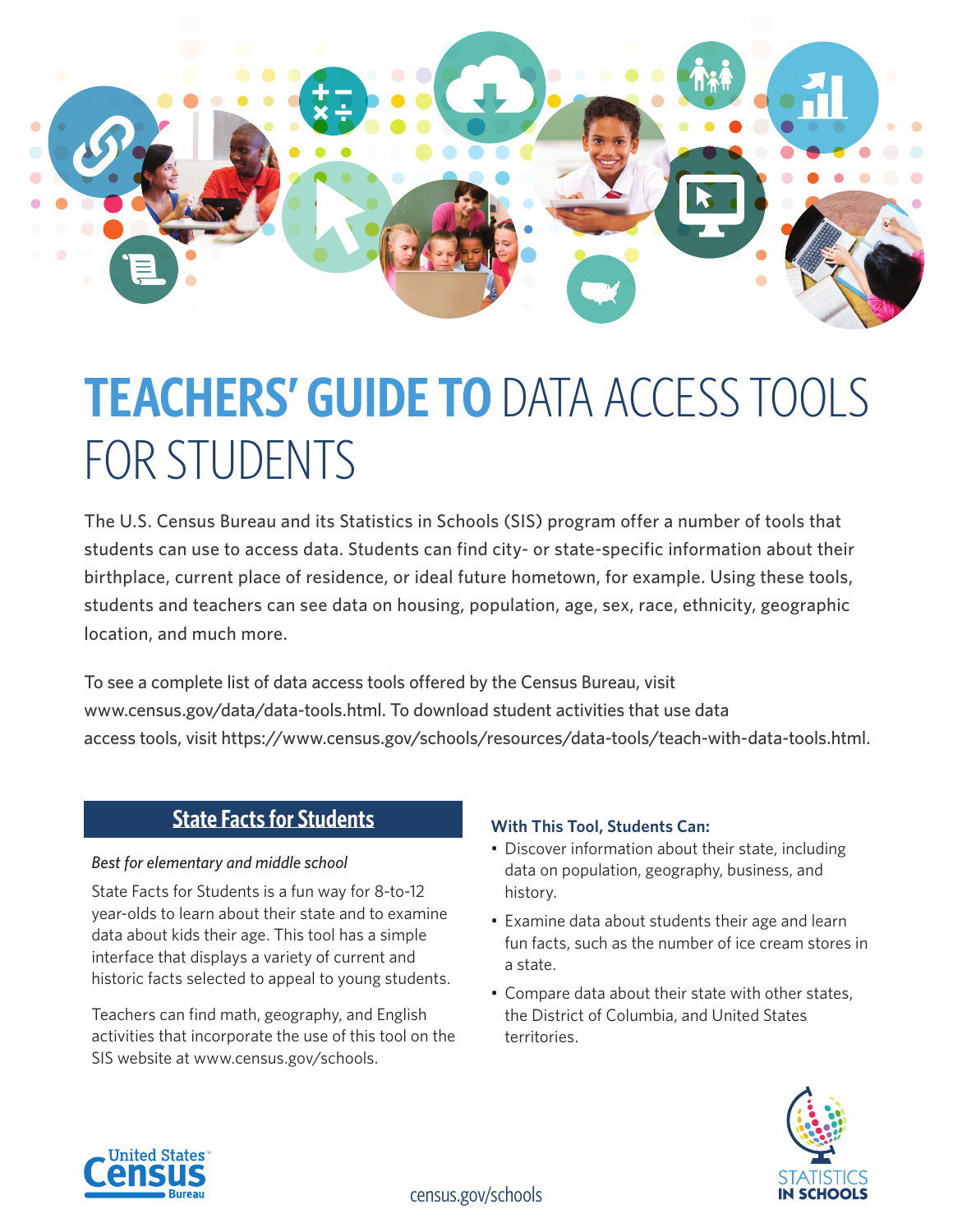# TEACHERS' GUIDE TO DATA ACCESS TOOLS FOR STUDENTS

The U.S. Census Bureau and its Statistics in Schools (SIS) program offer a number of tools that students can use to access data. Students can find city- or state-specific information about their birthplace, current place of residence, or ideal future hometown, for example. Using these tools, students and teachers can see data on housing, population, age, sex, race, ethnicity, geographic location, and much more.

To see a complete list of data access tools offered by the Census Bureau, visit www.census.gov/data/data-tools.html. To download student activities that use data access tools, visit https://www.census.gov/schools/resources/data-tools/teach-with-data-tools.html.

## State Facts for Students

*Best for elementary and middle school*

State Facts for Students is a fun way for 8-to-12 year-olds to learn about their state and to examine data about kids their age. This tool has a simple interface that displays a variety of current and historic facts selected to appeal to young students.

Teachers can find math, geography, and English activities that incorporate the use of this tool on the SIS website at www.census.gov/schools.

### With This Tool, Students Can:

- Discover information about their state, including data on population, geography, business, and history.
- Examine data about students their age and learn fun facts, such as the number of ice cream stores in a state.
- Compare data about their state with other states, the District of Columbia, and United States territories.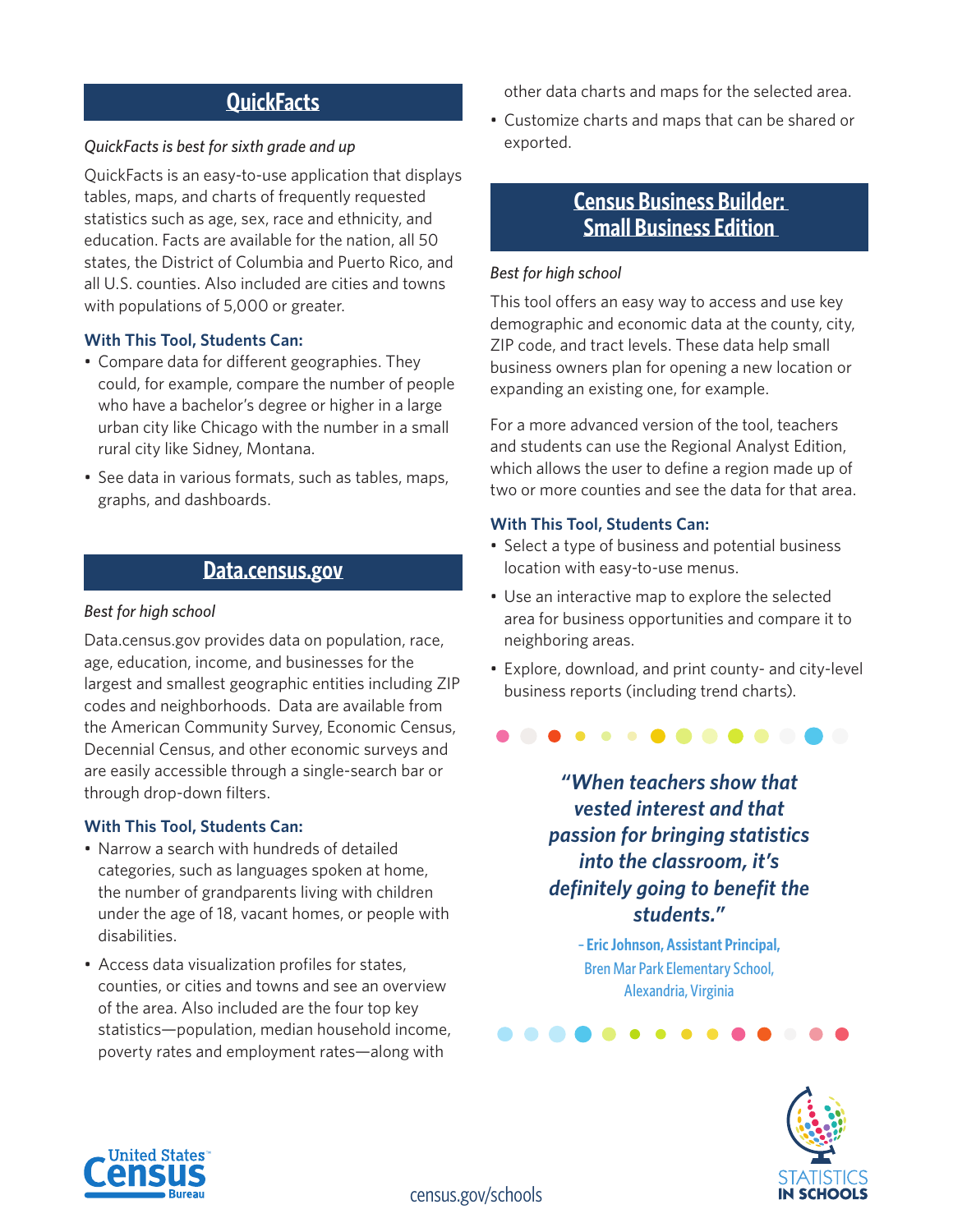## QuickFacts

*QuickFacts is best for sixth grade and up*

QuickFacts is an easy-to-use application that displays tables, maps, and charts of frequently requested statistics such as age, sex, race and ethnicity, and education. Facts are available for the nation, all 50 states, the District of Columbia and Puerto Rico, and all U.S. counties. Also included are cities and towns with populations of 5,000 or greater.

### With This Tool, Students Can:

- Compare data for different geographies. They could, for example, compare the number of people who have a bachelor's degree or higher in a large urban city like Chicago with the number in a small rural city like Sidney, Montana.
- See data in various formats, such as tables, maps, graphs, and dashboards.

## Data.census.gov

*Best for high school*

Data.census.gov provides data on population, race, age, education, income, and businesses for the largest and smallest geographic entities including ZIP codes and neighborhoods. Data are available from the American Community Survey, Economic Census, Decennial Census, and other economic surveys and are easily accessible through a single-search bar or through drop-down filters.

### With This Tool, Students Can:

- Narrow a search with hundreds of detailed categories, such as languages spoken at home, the number of grandparents living with children under the age of 18, vacant homes, or people with disabilities.
- Access data visualization profiles for states, counties, or cities and towns and see an overview of the area. Also included are the four top key statistics—population, median household income, poverty rates and employment rates—along with other data charts and maps for the selected area.
- Customize charts and maps that can be shared or exported.

## Census Business Builder: Small Business Edition

*Best for high school*

This tool offers an easy way to access and use key demographic and economic data at the county, city, ZIP code, and tract levels. These data help small business owners plan for opening a new location or expanding an existing one, for example.

For a more advanced version of the tool, teachers and students can use the Regional Analyst Edition, which allows the user to define a region made up of two or more counties and see the data for that area.

### With This Tool, Students Can:

- Select a type of business and potential business location with easy-to-use menus.
- Use an interactive map to explore the selected area for business opportunities and compare it to neighboring areas.
- Explore, download, and print county- and city-level business reports (including trend charts).

***"When teachers show that vested interest and that passion for bringing statistics into the classroom, it's definitely going to benefit the students."***

**– Eric Johnson, Assistant Principal,**
Bren Mar Park Elementary School,
Alexandria, Virginia

census.gov/schools